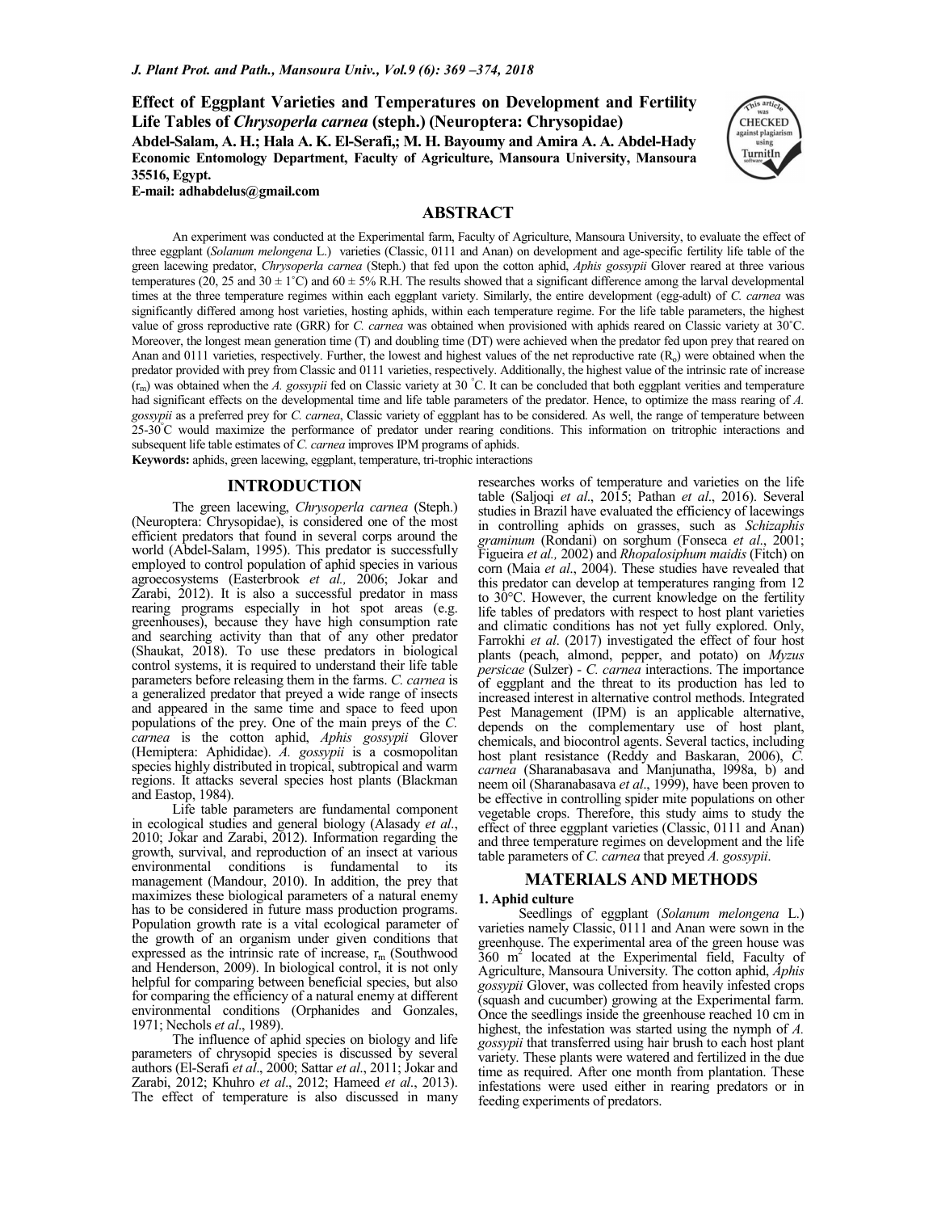# Effect of Eggplant Varieties and Temperatures on Development and Fertility Life Tables of *Chrysoperla carnea* (steph.) (Neuroptera: Chrysopidae)

**Abdel-Salam, A. H.; Hala A. K. El-Serafi,; M. H. Bayoumy and Amira A. A. Abdel-Hady**
**Economic Entomology Department, Faculty of Agriculture, Mansoura University, Mansoura 35516, Egypt.**
**E-mail: adhabdelus@gmail.com**

## ABSTRACT

An experiment was conducted at the Experimental farm, Faculty of Agriculture, Mansoura University, to evaluate the effect of three eggplant (*Solanum melongena* L.) varieties (Classic, 0111 and Anan) on development and age-specific fertility life table of the green lacewing predator, *Chrysoperla carnea* (Steph.) that fed upon the cotton aphid, *Aphis gossypii* Glover reared at three various temperatures (20, 25 and 30 ± 1˚C) and 60 ± 5% R.H. The results showed that a significant difference among the larval developmental times at the three temperature regimes within each eggplant variety. Similarly, the entire development (egg-adult) of *C. carnea* was significantly differed among host varieties, hosting aphids, within each temperature regime. For the life table parameters, the highest value of gross reproductive rate (GRR) for *C. carnea* was obtained when provisioned with aphids reared on Classic variety at 30˚C. Moreover, the longest mean generation time (T) and doubling time (DT) were achieved when the predator fed upon prey that reared on Anan and 0111 varieties, respectively. Further, the lowest and highest values of the net reproductive rate ($R_o$) were obtained when the predator provided with prey from Classic and 0111 varieties, respectively. Additionally, the highest value of the intrinsic rate of increase ($r_m$) was obtained when the *A. gossypii* fed on Classic variety at 30 ˚C. It can be concluded that both eggplant verities and temperature had significant effects on the developmental time and life table parameters of the predator. Hence, to optimize the mass rearing of *A. gossypii* as a preferred prey for *C. carnea*, Classic variety of eggplant has to be considered. As well, the range of temperature between 25-30˚C would maximize the performance of predator under rearing conditions. This information on tritrophic interactions and subsequent life table estimates of *C. carnea* improves IPM programs of aphids.

**Keywords:** aphids, green lacewing, eggplant, temperature, tri-trophic interactions

## INTRODUCTION

The green lacewing, *Chrysoperla carnea* (Steph.) (Neuroptera: Chrysopidae), is considered one of the most efficient predators that found in several corps around the world (Abdel-Salam, 1995). This predator is successfully employed to control population of aphid species in various agroecosystems (Easterbrook *et al.,* 2006; Jokar and Zarabi, 2012). It is also a successful predator in mass rearing programs especially in hot spot areas (e.g. greenhouses), because they have high consumption rate and searching activity than that of any other predator (Shaukat, 2018). To use these predators in biological control systems, it is required to understand their life table parameters before releasing them in the farms. *C. carnea* is a generalized predator that preyed a wide range of insects and appeared in the same time and space to feed upon populations of the prey. One of the main preys of the *C. carnea* is the cotton aphid, *Aphis gossypii* Glover (Hemiptera: Aphididae). *A. gossypii* is a cosmopolitan species highly distributed in tropical, subtropical and warm regions. It attacks several species host plants (Blackman and Eastop, 1984).

Life table parameters are fundamental component in ecological studies and general biology (Alasady *et al*., 2010; Jokar and Zarabi, 2012). Information regarding the growth, survival, and reproduction of an insect at various environmental conditions is fundamental to its management (Mandour, 2010). In addition, the prey that maximizes these biological parameters of a natural enemy has to be considered in future mass production programs. Population growth rate is a vital ecological parameter of the growth of an organism under given conditions that expressed as the intrinsic rate of increase, $r_m$ (Southwood and Henderson, 2009). In biological control, it is not only helpful for comparing between beneficial species, but also for comparing the efficiency of a natural enemy at different environmental conditions (Orphanides and Gonzales, 1971; Nechols *et al*., 1989).

The influence of aphid species on biology and life parameters of chrysopid species is discussed by several authors (El-Serafi *et al*., 2000; Sattar *et al*., 2011; Jokar and Zarabi, 2012; Khuhro *et al*., 2012; Hameed *et al*., 2013). The effect of temperature is also discussed in many researches works of temperature and varieties on the life table (Saljoqi *et al*., 2015; Pathan *et al*., 2016). Several studies in Brazil have evaluated the efficiency of lacewings in controlling aphids on grasses, such as *Schizaphis graminum* (Rondani) on sorghum (Fonseca *et al*., 2001; Figueira *et al.,* 2002) and *Rhopalosiphum maidis* (Fitch) on corn (Maia *et al*., 2004). These studies have revealed that this predator can develop at temperatures ranging from 12 to 30°C. However, the current knowledge on the fertility life tables of predators with respect to host plant varieties and climatic conditions has not yet fully explored. Only, Farrokhi *et al*. (2017) investigated the effect of four host plants (peach, almond, pepper, and potato) on *Myzus persicae* (Sulzer) - *C. carnea* interactions. The importance of eggplant and the threat to its production has led to increased interest in alternative control methods. Integrated Pest Management (IPM) is an applicable alternative, depends on the complementary use of host plant, chemicals, and biocontrol agents. Several tactics, including host plant resistance (Reddy and Baskaran, 2006), *C. carnea* (Sharanabasava and Manjunatha, l998a, b) and neem oil (Sharanabasava *et al*., 1999), have been proven to be effective in controlling spider mite populations on other vegetable crops. Therefore, this study aims to study the effect of three eggplant varieties (Classic, 0111 and Anan) and three temperature regimes on development and the life table parameters of *C. carnea* that preyed *A. gossypii*.

## MATERIALS AND METHODS

### 1. Aphid culture

Seedlings of eggplant (*Solanum melongena* L.) varieties namely Classic, 0111 and Anan were sown in the greenhouse. The experimental area of the green house was 360 $m^2$ located at the Experimental field, Faculty of Agriculture, Mansoura University. The cotton aphid, *Aphis gossypii* Glover, was collected from heavily infested crops (squash and cucumber) growing at the Experimental farm. Once the seedlings inside the greenhouse reached 10 cm in highest, the infestation was started using the nymph of *A. gossypii* that transferred using hair brush to each host plant variety. These plants were watered and fertilized in the due time as required. After one month from plantation. These infestations were used either in rearing predators or in feeding experiments of predators.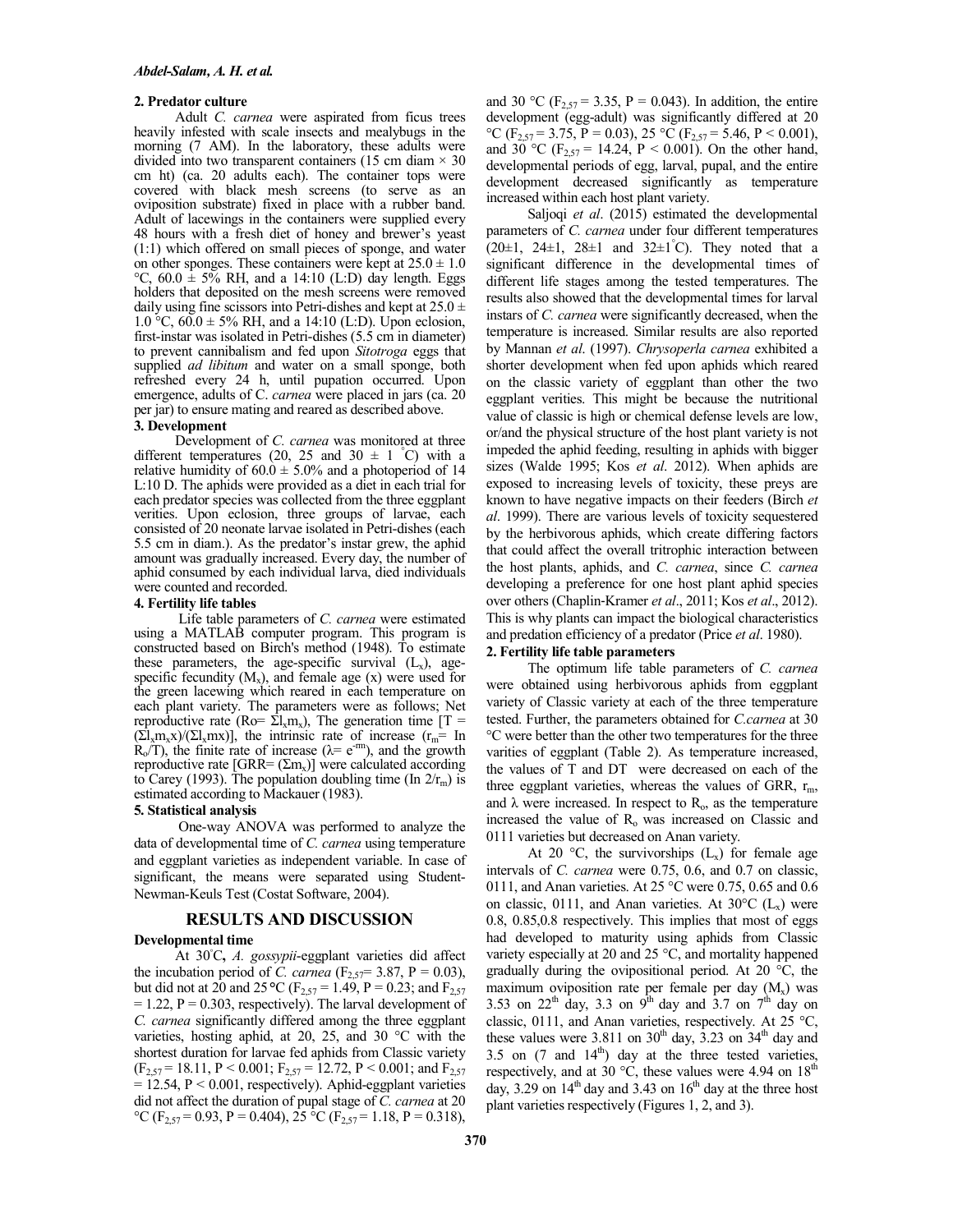**2. Predator culture**

Adult *C. carnea* were aspirated from ficus trees heavily infested with scale insects and mealybugs in the morning (7 AM). In the laboratory, these adults were divided into two transparent containers (15 cm diam × 30 cm ht) (ca. 20 adults each). The container tops were covered with black mesh screens (to serve as an oviposition substrate) fixed in place with a rubber band. Adult of lacewings in the containers were supplied every 48 hours with a fresh diet of honey and brewer's yeast (1:1) which offered on small pieces of sponge, and water on other sponges. These containers were kept at 25.0 ± 1.0 °C, 60.0 ± 5% RH, and a 14:10 (L:D) day length. Eggs holders that deposited on the mesh screens were removed daily using fine scissors into Petri-dishes and kept at 25.0 ± 1.0 °C, 60.0 ± 5% RH, and a 14:10 (L:D). Upon eclosion, first-instar was isolated in Petri-dishes (5.5 cm in diameter) to prevent cannibalism and fed upon *Sitotroga* eggs that supplied *ad libitum* and water on a small sponge, both refreshed every 24 h, until pupation occurred. Upon emergence, adults of C. *carnea* were placed in jars (ca. 20 per jar) to ensure mating and reared as described above.

**3. Development**

Development of *C. carnea* was monitored at three different temperatures (20, 25 and 30 ± 1 °C) with a relative humidity of 60.0 ± 5.0% and a photoperiod of 14 L:10 D. The aphids were provided as a diet in each trial for each predator species was collected from the three eggplant verities. Upon eclosion, three groups of larvae, each consisted of 20 neonate larvae isolated in Petri-dishes (each 5.5 cm in diam.). As the predator's instar grew, the aphid amount was gradually increased. Every day, the number of aphid consumed by each individual larva, died individuals were counted and recorded.

**4. Fertility life tables**

Life table parameters of *C. carnea* were estimated using a MATLAB computer program. This program is constructed based on Birch's method (1948). To estimate these parameters, the age-specific survival ($L_x$), age-specific fecundity ($M_x$), and female age (x) were used for the green lacewing which reared in each temperature on each plant variety. The parameters were as follows; Net reproductive rate ($Ro= \Sigma l_x m_x$), The generation time [$T = (\Sigma l_x m_x x)/(\Sigma l_x mx)$], the intrinsic rate of increase ($r_m$= In $R_o/T$), the finite rate of increase ($\lambda= e^{-rm}$), and the growth reproductive rate [$GRR= (\Sigma m_x)$] were calculated according to Carey (1993). The population doubling time (In $2/r_m$) is estimated according to Mackauer (1983).

**5. Statistical analysis**

One-way ANOVA was performed to analyze the data of developmental time of *C. carnea* using temperature and eggplant varieties as independent variable. In case of significant, the means were separated using Student-Newman-Keuls Test (Costat Software, 2004).

## RESULTS AND DISCUSSION

**Developmental time**

At 30°C**,** *A. gossypii*-eggplant varieties did affect the incubation period of *C. carnea* ($F_{2,57}$= 3.87, P = 0.03), but did not at 20 and 25 °C ($F_{2,57}$ = 1.49, P = 0.23; and $F_{2,57}$ = 1.22, P = 0.303, respectively). The larval development of *C. carnea* significantly differed among the three eggplant varieties, hosting aphid, at 20, 25, and 30 °C with the shortest duration for larvae fed aphids from Classic variety ($F_{2,57}$ = 18.11, P < 0.001; $F_{2,57}$ = 12.72, P < 0.001; and $F_{2,57}$ = 12.54, P < 0.001, respectively). Aphid-eggplant varieties did not affect the duration of pupal stage of *C. carnea* at 20 °C ($F_{2,57}$ = 0.93, P = 0.404), 25 °C ($F_{2,57}$ = 1.18, P = 0.318), and 30 °C ($F_{2,57}$ = 3.35, P = 0.043). In addition, the entire development (egg-adult) was significantly differed at 20 °C ($F_{2,57}$ = 3.75, P = 0.03), 25 °C ($F_{2,57}$ = 5.46, P < 0.001), and 30 °C ($F_{2,57}$ = 14.24, P < 0.001). On the other hand, developmental periods of egg, larval, pupal, and the entire development decreased significantly as temperature increased within each host plant variety.

Saljoqi *et al*. (2015) estimated the developmental parameters of *C. carnea* under four different temperatures (20±1, 24±1, 28±1 and 32±1°C). They noted that a significant difference in the developmental times of different life stages among the tested temperatures. The results also showed that the developmental times for larval instars of *C. carnea* were significantly decreased, when the temperature is increased. Similar results are also reported by Mannan *et al*. (1997). *Chrysoperla carnea* exhibited a shorter development when fed upon aphids which reared on the classic variety of eggplant than other the two eggplant verities. This might be because the nutritional value of classic is high or chemical defense levels are low, or/and the physical structure of the host plant variety is not impeded the aphid feeding, resulting in aphids with bigger sizes (Walde 1995; Kos *et al*. 2012). When aphids are exposed to increasing levels of toxicity, these preys are known to have negative impacts on their feeders (Birch *et al*. 1999). There are various levels of toxicity sequestered by the herbivorous aphids, which create differing factors that could affect the overall tritrophic interaction between the host plants, aphids, and *C. carnea*, since *C. carnea* developing a preference for one host plant aphid species over others (Chaplin-Kramer *et al*., 2011; Kos *et al*., 2012). This is why plants can impact the biological characteristics and predation efficiency of a predator (Price *et al*. 1980).

**2. Fertility life table parameters**

The optimum life table parameters of *C. carnea* were obtained using herbivorous aphids from eggplant variety of Classic variety at each of the three temperature tested. Further, the parameters obtained for *C.carnea* at 30 °C were better than the other two temperatures for the three varities of eggplant (Table 2). As temperature increased, the values of T and DT were decreased on each of the three eggplant varieties, whereas the values of GRR, $r_m$, and λ were increased. In respect to $R_o$, as the temperature increased the value of $R_o$ was increased on Classic and 0111 varieties but decreased on Anan variety.

At 20 °C, the survivorships ($L_x$) for female age intervals of *C. carnea* were 0.75, 0.6, and 0.7 on classic, 0111, and Anan varieties. At 25 °C were 0.75, 0.65 and 0.6 on classic, 0111, and Anan varieties. At 30°C ($L_x$) were 0.8, 0.85,0.8 respectively. This implies that most of eggs had developed to maturity using aphids from Classic variety especially at 20 and 25 °C, and mortality happened gradually during the ovipositional period. At 20 °C, the maximum oviposition rate per female per day ($M_x$) was 3.53 on 22th day, 3.3 on 9th day and 3.7 on 7th day on classic, 0111, and Anan varieties, respectively. At 25 °C, these values were 3.811 on 30th day, 3.23 on 34th day and 3.5 on (7 and 14th) day at the three tested varieties, respectively, and at 30 °C, these values were 4.94 on 18th day, 3.29 on 14th day and 3.43 on 16th day at the three host plant varieties respectively (Figures 1, 2, and 3).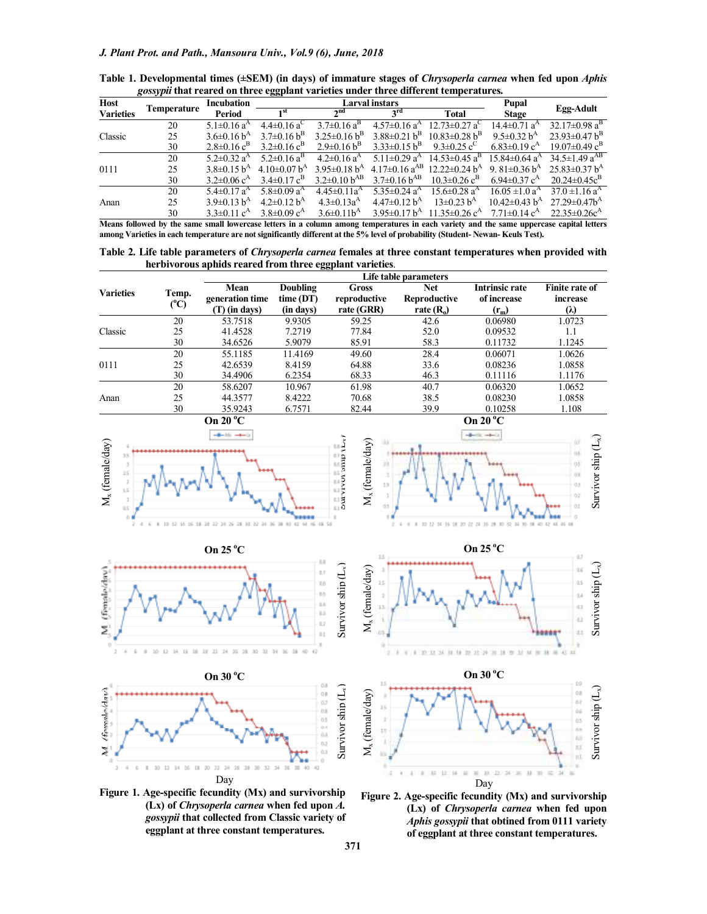**Table 1. Developmental times (±SEM) (in days) of immature stages of *Chrysoperla carnea* when fed upon *Aphis gossypii* that reared on three eggplant varieties under three different temperatures.**

| Host Varieties | Temperature | Incubation Period | Larval instars 1st | 2nd | 3rd | Total | Pupal Stage | Egg-Adult |
|---|---|---|---|---|---|---|---|---|
| Classic | 20 | 5.1±0.16 a[C] | 4.4±0.16 a[C] | 3.7±0.16 a[B] | 4.57±0.16 a[A] | 12.73±0.27 a[C] | 14.4±0.71 a[A] | 32.17±0.98 a[B] |
| | 25 | 3.6±0.16 b[A] | 3.7±0.16 b[B] | 3.25±0.16 b[B] | 3.88±0.21 b[B] | 10.83±0.28 b[B] | 9.5±0.32 b[A] | 23.93±0.47 b[B] |
| | 30 | 2.8±0.16 c[B] | 3.2±0.16 c[B] | 2.9±0.16 b[B] | 3.33±0.15 b[B] | 9.3±0.25 c[C] | 6.83±0.19 c[A] | 19.07±0.49 c[B] |
| 0111 | 20 | 5.2±0.32 a[A] | 5.2±0.16 a[B] | 4.2±0.16 a[A] | 5.11±0.29 a[A] | 14.53±0.45 a[B] | 15.84±0.64 a[A] | 34.5±1.49 a[AB] |
| | 25 | 3.8±0.15 b[A] | 4.10±0.07 b[A] | 3.95±0.18 b[A] | 4.17±0.16 a[AB] | 12.22±0.24 b[A] | 9. 81±0.36 b[A] | 25.83±0.37 b[A] |
| | 30 | 3.2±0.06 c[A] | 3.4±0.17 c[B] | 3.2±0.10 b[AB] | 3.7±0.16 b[AB] | 10.3±0.26 c[B] | 6.94±0.37 c[A] | 20.24±0.45c[B] |
| Anan | 20 | 5.4±0.17 a[A] | 5.8±0.09 a[A] | 4.45±0.11a[A] | 5.35±0.24 a[A] | 15.6±0.28 a[A] | 16.05 ±1.0 a[A] | 37.0 ±1.16 a[A] |
| | 25 | 3.9±0.13 b[A] | 4.2±0.12 b[A] | 4.3±0.13a[A] | 4.47±0.12 b[A] | 13±0.23 b[A] | 10.42±0.43 b[A] | 27.29±0.47b[A] |
| | 30 | 3.3±0.11 c[A] | 3.8±0.09 c[A] | 3.6±0.11b[A] | 3.95±0.17 b[A] | 11.35±0.26 c[A] | 7.71±0.14 c[A] | 22.35±0.26c[A] |

Means followed by the same small lowercase letters in a column among temperatures in each variety and the same uppercase capital letters among Varieties in each temperature are not significantly different at the 5% level of probability (Student- Newan- Keuls Test).

**Table 2. Life table parameters of *Chrysoperla carnea* females at three constant temperatures when provided with herbivorous aphids reared from three eggplant varieties.**

| Varieties | Temp. (°C) | Mean generation time (T) (in days) | Doubling time (DT) (in days) | Gross reproductive rate (GRR) | Net Reproductive rate ($R_o$) | Intrinsic rate of increase ($r_m$) | Finite rate of increase ($\lambda$) |
|---|---|---|---|---|---|---|---|
| Classic | 20 | 53.7518 | 9.9305 | 59.25 | 42.6 | 0.06980 | 1.0723 |
| | 25 | 41.4528 | 7.2719 | 77.84 | 52.0 | 0.09532 | 1.1 |
| | 30 | 34.6526 | 5.9079 | 85.91 | 58.3 | 0.11732 | 1.1245 |
| 0111 | 20 | 55.1185 | 11.4169 | 49.60 | 28.4 | 0.06071 | 1.0626 |
| | 25 | 42.6539 | 8.4159 | 64.88 | 33.6 | 0.08236 | 1.0858 |
| | 30 | 34.4906 | 6.2354 | 68.33 | 46.3 | 0.11116 | 1.1176 |
| Anan | 20 | 58.6207 | 10.967 | 61.98 | 40.7 | 0.06320 | 1.0652 |
| | 25 | 44.3577 | 8.4222 | 70.68 | 38.5 | 0.08230 | 1.0858 |
| | 30 | 35.9243 | 6.7571 | 82.44 | 39.9 | 0.10258 | 1.108 |

**Figure 1. Age-specific fecundity (Mx) and survivorship (Lx) of *Chrysoperla carnea* when fed upon *A. gossypii* that collected from Classic variety of eggplant at three constant temperatures.**

**Figure 2. Age-specific fecundity (Mx) and survivorship (Lx) of *Chrysoperla carnea* when fed upon *Aphis gossypii* that obtined from 0111 variety of eggplant at three constant temperatures.**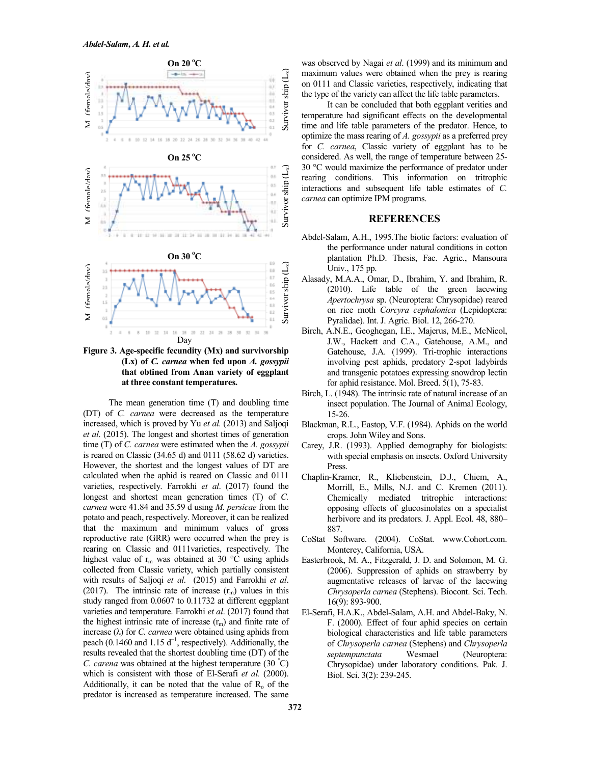Figure 3. Age-specific fecundity (Mx) and survivorship (Lx) of *C. carnea* when fed upon *A. gossypii* that obtined from Anan variety of eggplant at three constant temperatures.

The mean generation time (T) and doubling time (DT) of *C. carnea* were decreased as the temperature increased, which is proved by Yu *et al.* (2013) and Saljoqi *et al.* (2015). The longest and shortest times of generation time (T) of *C. carnea* were estimated when the *A. gossypii* is reared on Classic (34.65 d) and 0111 (58.62 d) varieties. However, the shortest and the longest values of DT are calculated when the aphid is reared on Classic and 0111 varieties, respectively. Farrokhi *et al*. (2017) found the longest and shortest mean generation times (T) of *C. carnea* were 41.84 and 35.59 d using *M. persicae* from the potato and peach, respectively. Moreover, it can be realized that the maximum and minimum values of gross reproductive rate (GRR) were occurred when the prey is rearing on Classic and 0111varieties, respectively. The highest value of $r_m$ was obtained at 30 °C using aphids collected from Classic variety, which partially consistent with results of Saljoqi *et al.* (2015) and Farrokhi *et al*. (2017). The intrinsic rate of increase ($r_m$) values in this study ranged from 0.0607 to 0.11732 at different eggplant varieties and temperature. Farrokhi *et al.* (2017) found that the highest intrinsic rate of increase ($r_m$) and finite rate of increase (λ) for *C. carnea* were obtained using aphids from peach (0.1460 and 1.15 $d^{-1}$, respectively). Additionally, the results revealed that the shortest doubling time (DT) of the *C. carena* was obtained at the highest temperature (30 °C) which is consistent with those of El-Serafi *et al.* (2000). Additionally, it can be noted that the value of $R_o$ of the predator is increased as temperature increased. The same was observed by Nagai *et al*. (1999) and its minimum and maximum values were obtained when the prey is rearing on 0111 and Classic varieties, respectively, indicating that the type of the variety can affect the life table parameters.

It can be concluded that both eggplant verities and temperature had significant effects on the developmental time and life table parameters of the predator. Hence, to optimize the mass rearing of *A. gossypii* as a preferred prey for *C. carnea*, Classic variety of eggplant has to be considered. As well, the range of temperature between 25-30 °C would maximize the performance of predator under rearing conditions. This information on tritrophic interactions and subsequent life table estimates of *C. carnea* can optimize IPM programs.

## REFERENCES

Abdel-Salam, A.H., 1995.The biotic factors: evaluation of the performance under natural conditions in cotton plantation Ph.D. Thesis, Fac. Agric., Mansoura Univ., 175 pp.

Alasady, M.A.A., Omar, D., Ibrahim, Y. and Ibrahim, R. (2010). Life table of the green lacewing *Apertochrysa* sp. (Neuroptera: Chrysopidae) reared on rice moth *Corcyra cephalonica* (Lepidoptera: Pyralidae). Int. J. Agric. Biol. 12, 266-270.

Birch, A.N.E., Geoghegan, I.E., Majerus, M.E., McNicol, J.W., Hackett and C.A., Gatehouse, A.M., and Gatehouse, J.A. (1999). Tri-trophic interactions involving pest aphids, predatory 2-spot ladybirds and transgenic potatoes expressing snowdrop lectin for aphid resistance. Mol. Breed. 5(1), 75-83.

Birch, L. (1948). The intrinsic rate of natural increase of an insect population. The Journal of Animal Ecology, 15-26.

Blackman, R.L., Eastop, V.F. (1984). Aphids on the world crops. John Wiley and Sons.

Carey, J.R. (1993). Applied demography for biologists: with special emphasis on insects. Oxford University Press.

Chaplin-Kramer, R., Kliebenstein, D.J., Chiem, A., Morrill, E., Mills, N.J. and C. Kremen (2011). Chemically mediated tritrophic interactions: opposing effects of glucosinolates on a specialist herbivore and its predators. J. Appl. Ecol. 48, 880–887.

CoStat Software. (2004). CoStat. www.Cohort.com. Monterey, California, USA.

Easterbrook, M. A., Fitzgerald, J. D. and Solomon, M. G. (2006). Suppression of aphids on strawberry by augmentative releases of larvae of the lacewing *Chrysoperla carnea* (Stephens). Biocont. Sci. Tech. 16(9): 893-900.

El-Serafi, H.A.K., Abdel-Salam, A.H. and Abdel-Baky, N. F. (2000). Effect of four aphid species on certain biological characteristics and life table parameters of *Chrysoperla carnea* (Stephens) and *Chrysoperla septempunctata* Wesmael (Neuroptera: Chrysopidae) under laboratory conditions. Pak. J. Biol. Sci. 3(2): 239-245.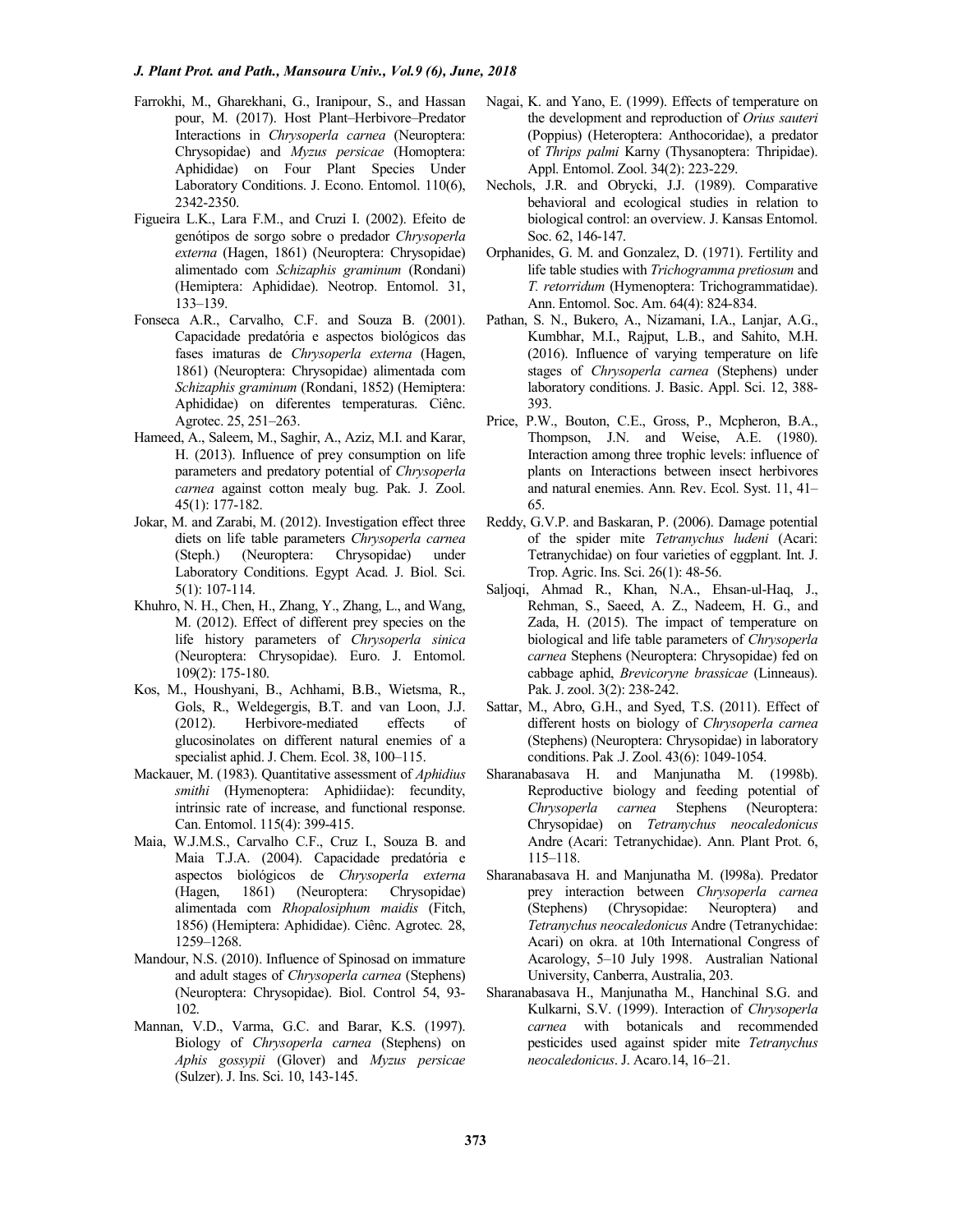Farrokhi, M., Gharekhani, G., Iranipour, S., and Hassan pour, M. (2017). Host Plant–Herbivore–Predator Interactions in *Chrysoperla carnea* (Neuroptera: Chrysopidae) and *Myzus persicae* (Homoptera: Aphididae) on Four Plant Species Under Laboratory Conditions. J. Econo. Entomol. 110(6), 2342-2350.

Figueira L.K., Lara F.M., and Cruzi I. (2002). Efeito de genótipos de sorgo sobre o predador *Chrysoperla externa* (Hagen, 1861) (Neuroptera: Chrysopidae) alimentado com *Schizaphis graminum* (Rondani) (Hemiptera: Aphididae). Neotrop. Entomol. 31, 133–139.

Fonseca A.R., Carvalho, C.F. and Souza B. (2001). Capacidade predatória e aspectos biológicos das fases imaturas de *Chrysoperla externa* (Hagen, 1861) (Neuroptera: Chrysopidae) alimentada com *Schizaphis graminum* (Rondani, 1852) (Hemiptera: Aphididae) on diferentes temperaturas. Ciênc. Agrotec. 25, 251–263.

Hameed, A., Saleem, M., Saghir, A., Aziz, M.I. and Karar, H. (2013). Influence of prey consumption on life parameters and predatory potential of *Chrysoperla carnea* against cotton mealy bug. Pak. J. Zool. 45(1): 177-182.

Jokar, M. and Zarabi, M. (2012). Investigation effect three diets on life table parameters *Chrysoperla carnea* (Steph.) (Neuroptera: Chrysopidae) under Laboratory Conditions. Egypt Acad. J. Biol. Sci. 5(1): 107-114.

Khuhro, N. H., Chen, H., Zhang, Y., Zhang, L., and Wang, M. (2012). Effect of different prey species on the life history parameters of *Chrysoperla sinica* (Neuroptera: Chrysopidae). Euro. J. Entomol. 109(2): 175-180.

Kos, M., Houshyani, B., Achhami, B.B., Wietsma, R., Gols, R., Weldegergis, B.T. and van Loon, J.J. (2012). Herbivore-mediated effects of glucosinolates on different natural enemies of a specialist aphid. J. Chem. Ecol. 38, 100–115.

Mackauer, M. (1983). Quantitative assessment of *Aphidius smithi* (Hymenoptera: Aphidiidae): fecundity, intrinsic rate of increase, and functional response. Can. Entomol. 115(4): 399-415.

Maia, W.J.M.S., Carvalho C.F., Cruz I., Souza B. and Maia T.J.A. (2004). Capacidade predatória e aspectos biológicos de *Chrysoperla externa* (Hagen, 1861) (Neuroptera: Chrysopidae) alimentada com *Rhopalosiphum maidis* (Fitch, 1856) (Hemiptera: Aphididae). Ciênc. Agrotec*.* 28, 1259–1268.

Mandour, N.S. (2010). Influence of Spinosad on immature and adult stages of *Chrysoperla carnea* (Stephens) (Neuroptera: Chrysopidae). Biol. Control 54, 93-102.

Mannan, V.D., Varma, G.C. and Barar, K.S. (1997). Biology of *Chrysoperla carnea* (Stephens) on *Aphis gossypii* (Glover) and *Myzus persicae* (Sulzer). J. Ins. Sci. 10, 143-145.

Nagai, K. and Yano, E. (1999). Effects of temperature on the development and reproduction of *Orius sauteri* (Poppius) (Heteroptera: Anthocoridae), a predator of *Thrips palmi* Karny (Thysanoptera: Thripidae). Appl. Entomol. Zool. 34(2): 223-229.

Nechols, J.R. and Obrycki, J.J. (1989). Comparative behavioral and ecological studies in relation to biological control: an overview. J. Kansas Entomol. Soc. 62, 146-147.

Orphanides, G. M. and Gonzalez, D. (1971). Fertility and life table studies with *Trichogramma pretiosum* and *T. retorridum* (Hymenoptera: Trichogrammatidae). Ann. Entomol. Soc. Am. 64(4): 824-834.

Pathan, S. N., Bukero, A., Nizamani, I.A., Lanjar, A.G., Kumbhar, M.I., Rajput, L.B., and Sahito, M.H. (2016). Influence of varying temperature on life stages of *Chrysoperla carnea* (Stephens) under laboratory conditions. J. Basic. Appl. Sci. 12, 388-393.

Price, P.W., Bouton, C.E., Gross, P., Mcpheron, B.A., Thompson, J.N. and Weise, A.E. (1980). Interaction among three trophic levels: influence of plants on Interactions between insect herbivores and natural enemies. Ann. Rev. Ecol. Syst. 11, 41–65.

Reddy, G.V.P. and Baskaran, P. (2006). Damage potential of the spider mite *Tetranychus ludeni* (Acari: Tetranychidae) on four varieties of eggplant. Int. J. Trop. Agric. Ins. Sci. 26(1): 48-56.

Saljoqi, Ahmad R., Khan, N.A., Ehsan-ul-Haq, J., Rehman, S., Saeed, A. Z., Nadeem, H. G., and Zada, H. (2015). The impact of temperature on biological and life table parameters of *Chrysoperla carnea* Stephens (Neuroptera: Chrysopidae) fed on cabbage aphid, *Brevicoryne brassicae* (Linneaus). Pak. J. zool. 3(2): 238-242.

Sattar, M., Abro, G.H., and Syed, T.S. (2011). Effect of different hosts on biology of *Chrysoperla carnea* (Stephens) (Neuroptera: Chrysopidae) in laboratory conditions. Pak .J. Zool. 43(6): 1049-1054.

Sharanabasava H. and Manjunatha M. (1998b). Reproductive biology and feeding potential of *Chrysoperla carnea* Stephens (Neuroptera: Chrysopidae) on *Tetranychus neocaledonicus* Andre (Acari: Tetranychidae). Ann. Plant Prot. 6, 115–118.

Sharanabasava H. and Manjunatha M. (l998a). Predator prey interaction between *Chrysoperla carnea* (Stephens) (Chrysopidae: Neuroptera) and *Tetranychus neocaledonicus* Andre (Tetranychidae: Acari) on okra. at 10th International Congress of Acarology, 5–10 July 1998. Australian National University, Canberra, Australia, 203.

Sharanabasava H., Manjunatha M., Hanchinal S.G. and Kulkarni, S.V. (1999). Interaction of *Chrysoperla carnea* with botanicals and recommended pesticides used against spider mite *Tetranychus neocaledonicus*. J. Acaro.14, 16–21.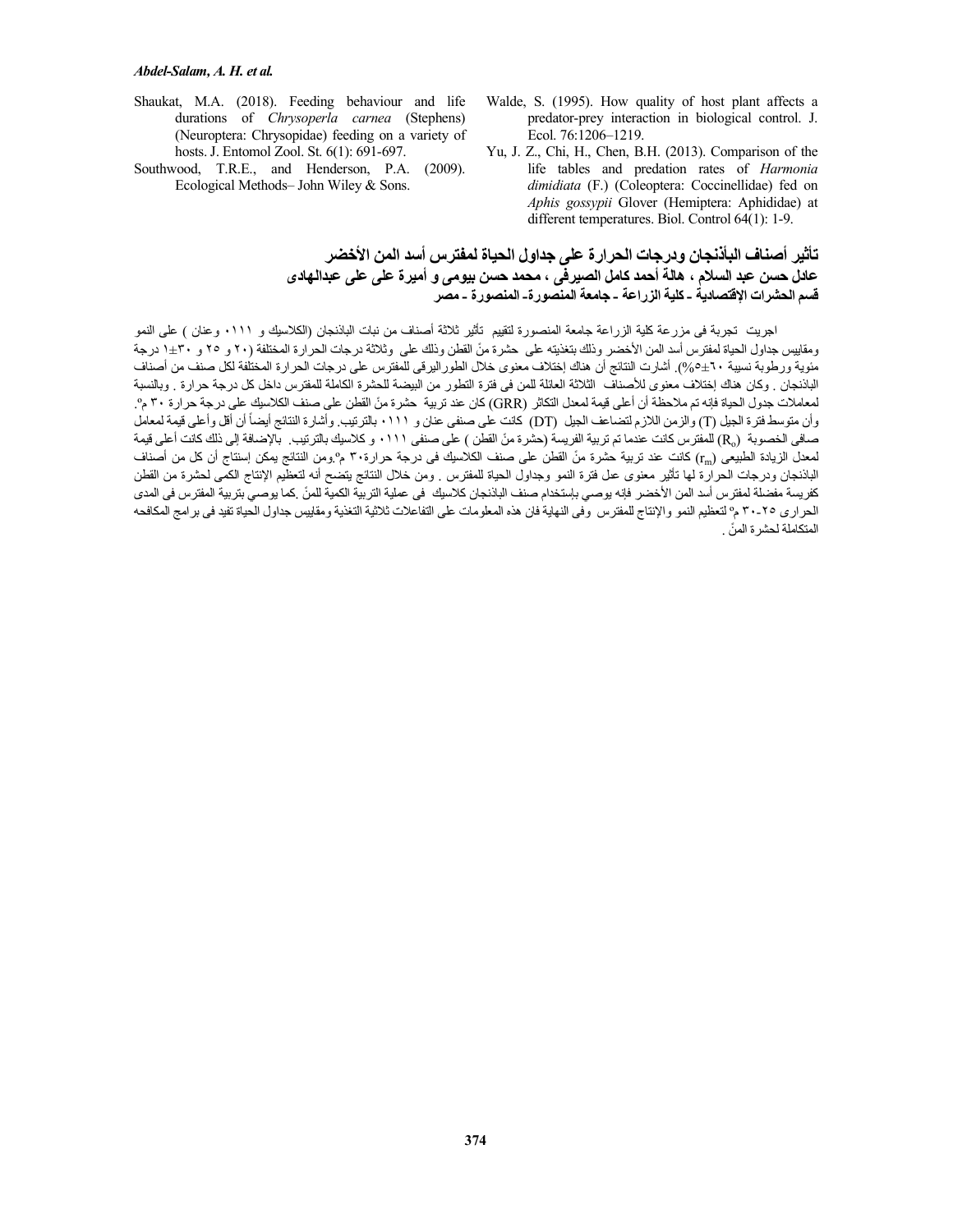Shaukat, M.A. (2018). Feeding behaviour and life durations of *Chrysoperla carnea* (Stephens) (Neuroptera: Chrysopidae) feeding on a variety of hosts. J. Entomol Zool. St. 6(1): 691-697.

Southwood, T.R.E., and Henderson, P.A. (2009). Ecological Methods– John Wiley & Sons.

Walde, S. (1995). How quality of host plant affects a predator-prey interaction in biological control. J. Ecol. 76:1206–1219.

Yu, J. Z., Chi, H., Chen, B.H. (2013). Comparison of the life tables and predation rates of *Harmonia dimidiata* (F.) (Coleoptera: Coccinellidae) fed on *Aphis gossypii* Glover (Hemiptera: Aphididae) at different temperatures. Biol. Control 64(1): 1-9.

# تأثير أصناف الباذنجان ودرجات الحرارة على جداول الحياة لمفترس أسد المن الأخضر

**عادل حسن عبد السلام ، هالة أحمد كامل الصيرفي ، محمد حسن بيومى و أميرة على على عبدالهادى**

**قسم الحشرات الإقتصادية - كلية الزراعة - جامعة المنصورة- المنصورة - مصر**

اجريت تجربة فى مزرعة كلية الزراعة جامعة المنصورة لتقييم تأثير ثلاثة أصناف من نبات الباذنجان (الكلاسيك و ٠١١١ وعنان ) على النمو ومقاييس جداول الحياة لمفترس أسد المن الأخضر وذلك بتغذيته على حشرة منّ القطن وذلك على وثلاثة درجات الحرارة المختلفة (٢٠ و ٢٥ و ٣٠±١ درجة مئوية ورطوبة نسبية ٦٠±٥%). أشارت النتائج أن هناك إختلاف معنوى خلال الطورااليرقى للمفترس على درجات الحرارة المختلفة لكل صنف من أصناف الباذنجان . وكان هناك إختلاف معنوى للأصناف الثلاثة العائلة للمن فى فترة التطور من البيضة للحشرة الكاملة للمفترس داخل كل درجة حرارة . وبالنسبة لمعاملات جدول الحياة فإنه تم ملاحظة أن أعلى قيمة لمعدل التكاثر (GRR) كان عند تربية حشرة منّ القطن على صنف الكلاسيك على درجة حرارة ٣٠ م°. وأن متوسط فترة الجيل (T) والزمن اللازم لتضاعف الجيل (DT) كانت على صنفى عنان و ٠١١١ بالترتيب. وأشارة النتائج أيضاً أن أقل وأعلى قيمة لمعامل صافى الخصوبة ($R_o$) للمفترس كانت عندما تم تربية الفريسة (حشرة منّ القطن ) على صنفى ٠١١١ و كلاسيك بالترتيب. بالإضافة إلى ذلك كانت أعلى قيمة لمعدل الزيادة الطبيعى ($r_m$) كانت عند تربية حشرة منّ القطن على صنف الكلاسيك فى درجة حرارة٣٠ م°.ومن النتائج يمكن إستتاج أن كل من أصناف الباذنجان ودرجات الحرارة لها تأثير معنوى عل فترة النمو وجداول الحياة للمفترس . ومن خلال النتائج يتضح أنه لتعظيم الإنتاج الكمى لحشرة من القطن كفريسة مفضلة لمفترس أسد المن الأخضر فإنه يوصي بإستخدام صنف الباذنجان كلاسيك فى عملية التربية الكمية للمنّ .كما يوصي بتربية المفترس فى المدى الحرارى ٢٥-٣٠ م° لتعظيم النمو والإنتاج للمفترس وفى النهاية فان هذه المعلومات على التفاعلات ثلاثية التغذية ومقاييس جداول الحياة تفيد فى برامج المكافحه المتكاملة لحشرة المنّ .